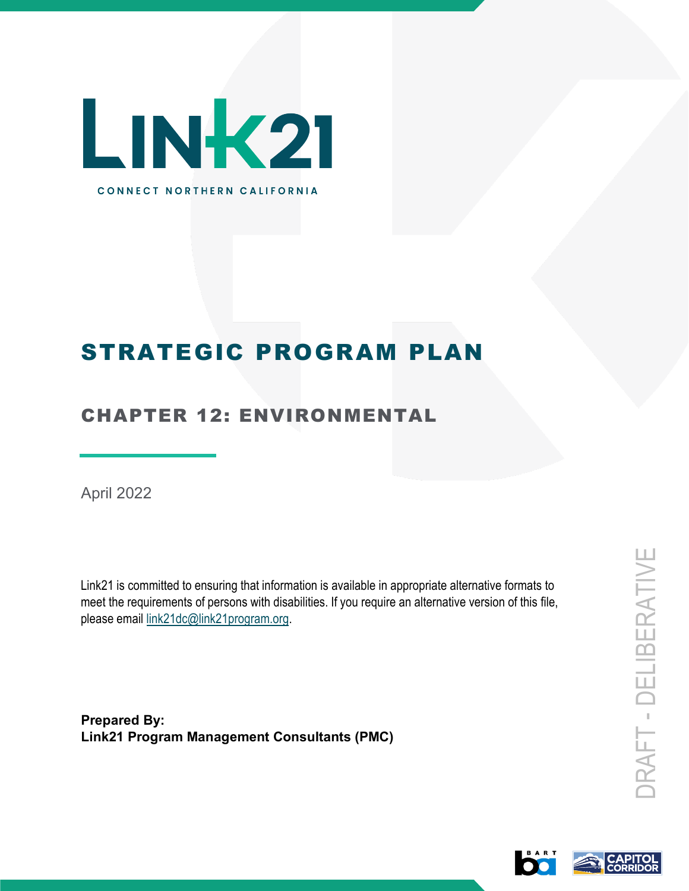# LINK21

CONNECT NORTHERN CALIFORNIA

# STRATEGIC PROGRAM PLAN

## CHAPTER 12: ENVIRONMENTAL

April 2022

Link21 is committed to ensuring that information is available in appropriate alternative formats to meet the requirements of persons with disabilities. If you require an alternative version of this file, please email link21dc@link21program.org.

**Prepared By:**
**Link21 Program Management Consultants (PMC)**

DRAFT - DELIBERATIVE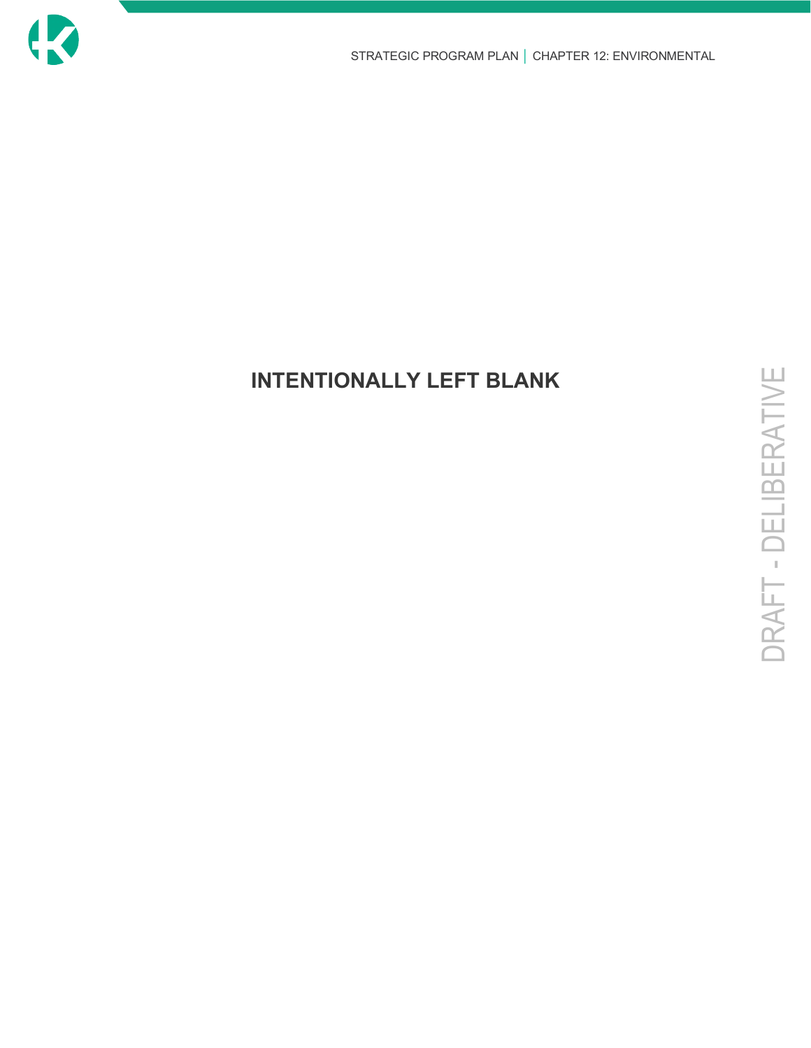**INTENTIONALLY LEFT BLANK**

DRAFT - DELIBERATIVE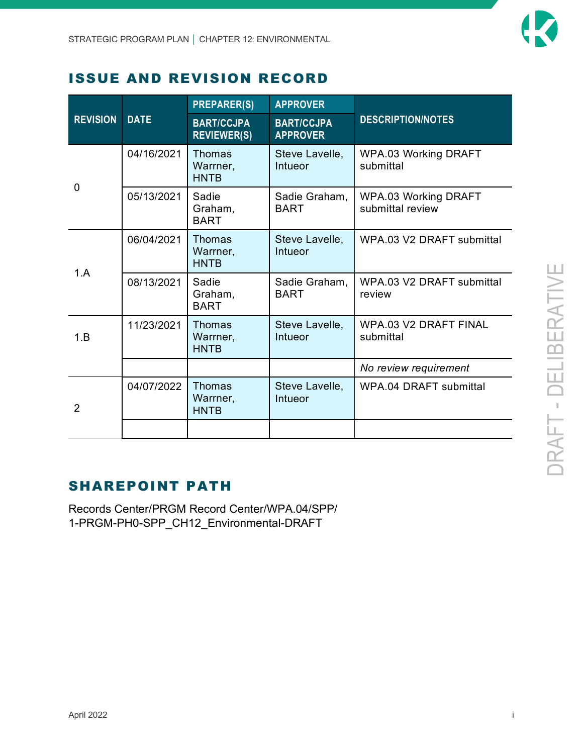# ISSUE AND REVISION RECORD

| REVISION | DATE | PREPARER(S) / BART/CCJPA REVIEWER(S) | APPROVER / BART/CCJPA APPROVER | DESCRIPTION/NOTES |
|---|---|---|---|---|
| 0 | 04/16/2021 | Thomas Warrner, HNTB | Steve Lavelle, Intueor | WPA.03 Working DRAFT submittal |
| | 05/13/2021 | Sadie Graham, BART | Sadie Graham, BART | WPA.03 Working DRAFT submittal review |
| 1.A | 06/04/2021 | Thomas Warrner, HNTB | Steve Lavelle, Intueor | WPA.03 V2 DRAFT submittal |
| | 08/13/2021 | Sadie Graham, BART | Sadie Graham, BART | WPA.03 V2 DRAFT submittal review |
| 1.B | 11/23/2021 | Thomas Warrner, HNTB | Steve Lavelle, Intueor | WPA.03 V2 DRAFT FINAL submittal |
| | | | | *No review requirement* |
| 2 | 04/07/2022 | Thomas Warrner, HNTB | Steve Lavelle, Intueor | WPA.04 DRAFT submittal |
| | | | | |

# SHAREPOINT PATH

Records Center/PRGM Record Center/WPA.04/SPP/
1-PRGM-PH0-SPP_CH12_Environmental-DRAFT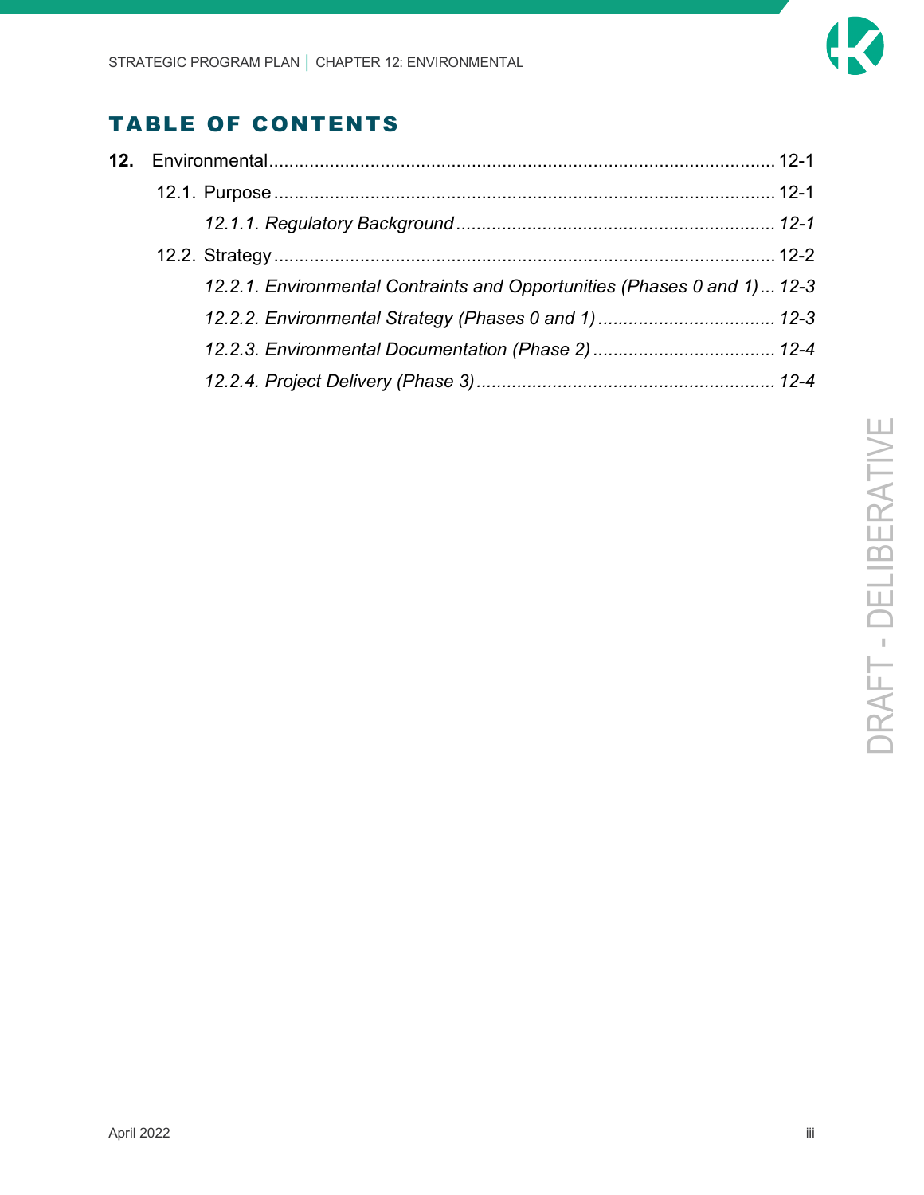# TABLE OF CONTENTS

**12.** Environmental ........................................................................................................ 12-1

12.1. Purpose ........................................................................................................ 12-1

*12.1.1. Regulatory Background ........................................................................ 12-1*

12.2. Strategy ........................................................................................................ 12-2

*12.2.1. Environmental Contraints and Opportunities (Phases 0 and 1) ... 12-3*

*12.2.2. Environmental Strategy (Phases 0 and 1) ........................................ 12-3*

*12.2.3. Environmental Documentation (Phase 2) ........................................ 12-4*

*12.2.4. Project Delivery (Phase 3) ............................................................... 12-4*

DRAFT - DELIBERATIVE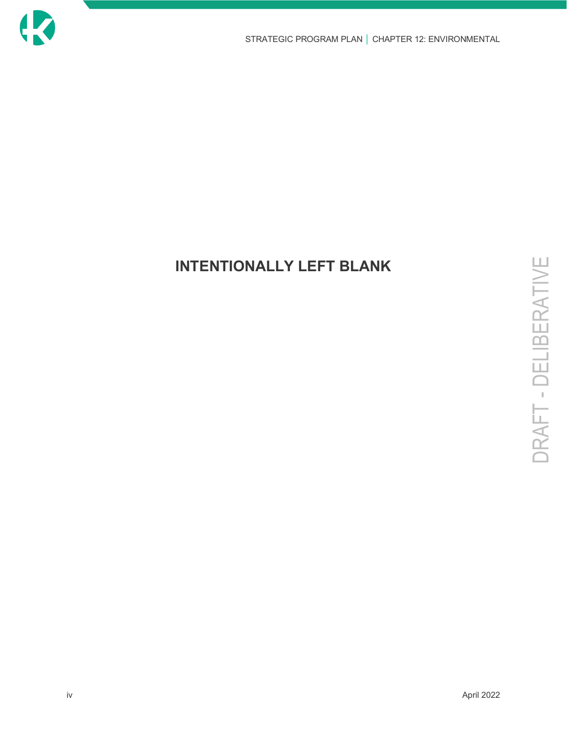**INTENTIONALLY LEFT BLANK**

DRAFT - DELIBERATIVE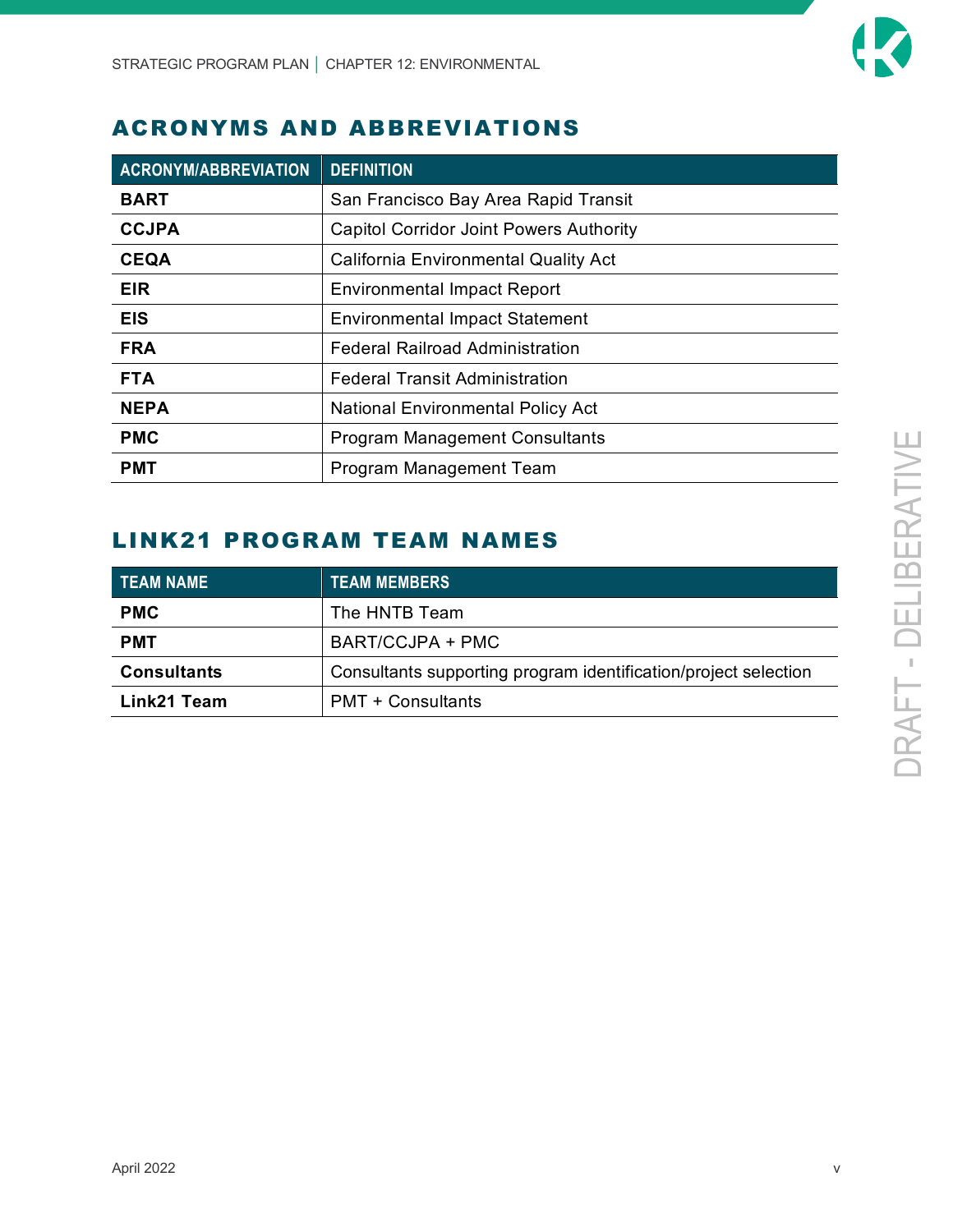## ACRONYMS AND ABBREVIATIONS

| ACRONYM/ABBREVIATION | DEFINITION |
|---|---|
| **BART** | San Francisco Bay Area Rapid Transit |
| **CCJPA** | Capitol Corridor Joint Powers Authority |
| **CEQA** | California Environmental Quality Act |
| **EIR** | Environmental Impact Report |
| **EIS** | Environmental Impact Statement |
| **FRA** | Federal Railroad Administration |
| **FTA** | Federal Transit Administration |
| **NEPA** | National Environmental Policy Act |
| **PMC** | Program Management Consultants |
| **PMT** | Program Management Team |

## LINK21 PROGRAM TEAM NAMES

| TEAM NAME | TEAM MEMBERS |
|---|---|
| **PMC** | The HNTB Team |
| **PMT** | BART/CCJPA + PMC |
| **Consultants** | Consultants supporting program identification/project selection |
| **Link21 Team** | PMT + Consultants |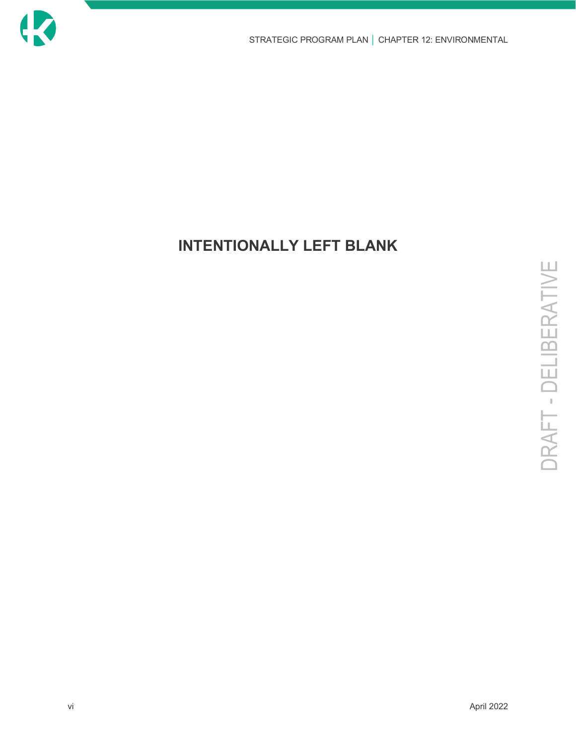**INTENTIONALLY LEFT BLANK**

DRAFT - DELIBERATIVE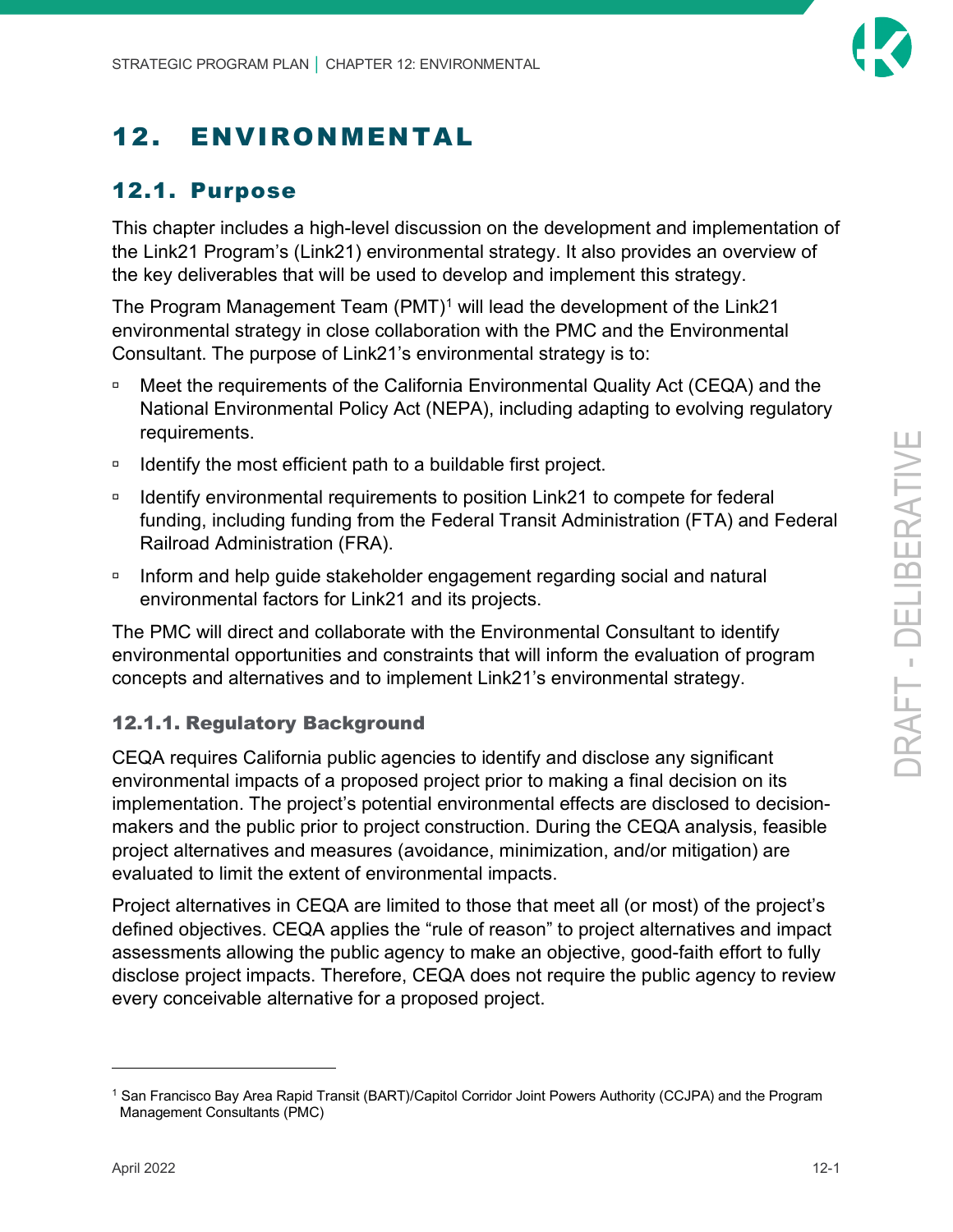# 12. ENVIRONMENTAL

## 12.1. Purpose

This chapter includes a high-level discussion on the development and implementation of the Link21 Program's (Link21) environmental strategy. It also provides an overview of the key deliverables that will be used to develop and implement this strategy.

The Program Management Team (PMT)[1] will lead the development of the Link21 environmental strategy in close collaboration with the PMC and the Environmental Consultant. The purpose of Link21's environmental strategy is to:

- Meet the requirements of the California Environmental Quality Act (CEQA) and the National Environmental Policy Act (NEPA), including adapting to evolving regulatory requirements.
- Identify the most efficient path to a buildable first project.
- Identify environmental requirements to position Link21 to compete for federal funding, including funding from the Federal Transit Administration (FTA) and Federal Railroad Administration (FRA).
- Inform and help guide stakeholder engagement regarding social and natural environmental factors for Link21 and its projects.

The PMC will direct and collaborate with the Environmental Consultant to identify environmental opportunities and constraints that will inform the evaluation of program concepts and alternatives and to implement Link21's environmental strategy.

### 12.1.1. Regulatory Background

CEQA requires California public agencies to identify and disclose any significant environmental impacts of a proposed project prior to making a final decision on its implementation. The project's potential environmental effects are disclosed to decision-makers and the public prior to project construction. During the CEQA analysis, feasible project alternatives and measures (avoidance, minimization, and/or mitigation) are evaluated to limit the extent of environmental impacts.

Project alternatives in CEQA are limited to those that meet all (or most) of the project's defined objectives. CEQA applies the "rule of reason" to project alternatives and impact assessments allowing the public agency to make an objective, good-faith effort to fully disclose project impacts. Therefore, CEQA does not require the public agency to review every conceivable alternative for a proposed project.

[1] San Francisco Bay Area Rapid Transit (BART)/Capitol Corridor Joint Powers Authority (CCJPA) and the Program Management Consultants (PMC)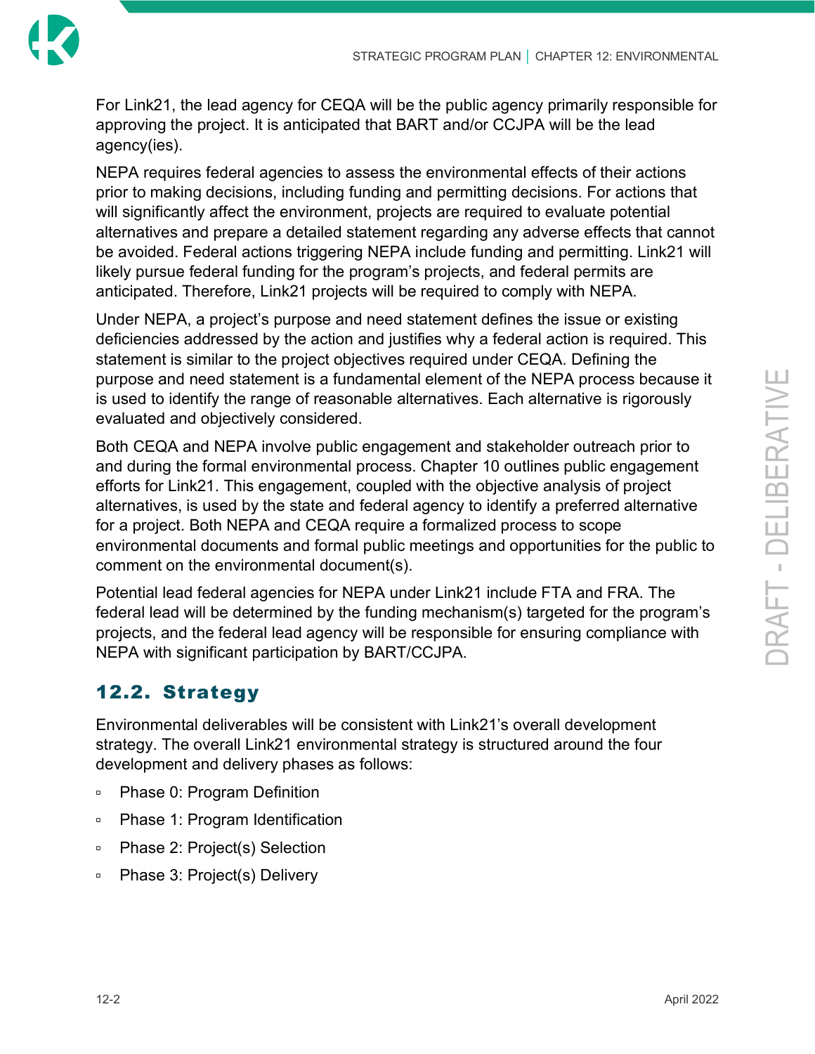For Link21, the lead agency for CEQA will be the public agency primarily responsible for approving the project. It is anticipated that BART and/or CCJPA will be the lead agency(ies).

NEPA requires federal agencies to assess the environmental effects of their actions prior to making decisions, including funding and permitting decisions. For actions that will significantly affect the environment, projects are required to evaluate potential alternatives and prepare a detailed statement regarding any adverse effects that cannot be avoided. Federal actions triggering NEPA include funding and permitting. Link21 will likely pursue federal funding for the program's projects, and federal permits are anticipated. Therefore, Link21 projects will be required to comply with NEPA.

Under NEPA, a project's purpose and need statement defines the issue or existing deficiencies addressed by the action and justifies why a federal action is required. This statement is similar to the project objectives required under CEQA. Defining the purpose and need statement is a fundamental element of the NEPA process because it is used to identify the range of reasonable alternatives. Each alternative is rigorously evaluated and objectively considered.

Both CEQA and NEPA involve public engagement and stakeholder outreach prior to and during the formal environmental process. Chapter 10 outlines public engagement efforts for Link21. This engagement, coupled with the objective analysis of project alternatives, is used by the state and federal agency to identify a preferred alternative for a project. Both NEPA and CEQA require a formalized process to scope environmental documents and formal public meetings and opportunities for the public to comment on the environmental document(s).

Potential lead federal agencies for NEPA under Link21 include FTA and FRA. The federal lead will be determined by the funding mechanism(s) targeted for the program's projects, and the federal lead agency will be responsible for ensuring compliance with NEPA with significant participation by BART/CCJPA.

## 12.2. Strategy

Environmental deliverables will be consistent with Link21's overall development strategy. The overall Link21 environmental strategy is structured around the four development and delivery phases as follows:

- Phase 0: Program Definition
- Phase 1: Program Identification
- Phase 2: Project(s) Selection
- Phase 3: Project(s) Delivery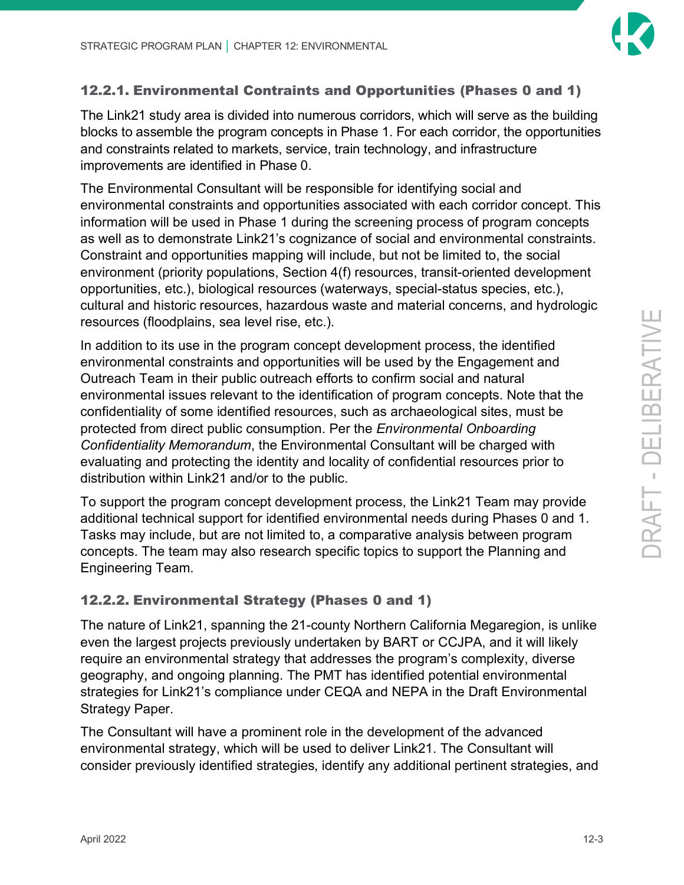### 12.2.1. Environmental Contraints and Opportunities (Phases 0 and 1)

The Link21 study area is divided into numerous corridors, which will serve as the building blocks to assemble the program concepts in Phase 1. For each corridor, the opportunities and constraints related to markets, service, train technology, and infrastructure improvements are identified in Phase 0.

The Environmental Consultant will be responsible for identifying social and environmental constraints and opportunities associated with each corridor concept. This information will be used in Phase 1 during the screening process of program concepts as well as to demonstrate Link21's cognizance of social and environmental constraints. Constraint and opportunities mapping will include, but not be limited to, the social environment (priority populations, Section 4(f) resources, transit-oriented development opportunities, etc.), biological resources (waterways, special-status species, etc.), cultural and historic resources, hazardous waste and material concerns, and hydrologic resources (floodplains, sea level rise, etc.).

In addition to its use in the program concept development process, the identified environmental constraints and opportunities will be used by the Engagement and Outreach Team in their public outreach efforts to confirm social and natural environmental issues relevant to the identification of program concepts. Note that the confidentiality of some identified resources, such as archaeological sites, must be protected from direct public consumption. Per the *Environmental Onboarding Confidentiality Memorandum*, the Environmental Consultant will be charged with evaluating and protecting the identity and locality of confidential resources prior to distribution within Link21 and/or to the public.

To support the program concept development process, the Link21 Team may provide additional technical support for identified environmental needs during Phases 0 and 1. Tasks may include, but are not limited to, a comparative analysis between program concepts. The team may also research specific topics to support the Planning and Engineering Team.

### 12.2.2. Environmental Strategy (Phases 0 and 1)

The nature of Link21, spanning the 21-county Northern California Megaregion, is unlike even the largest projects previously undertaken by BART or CCJPA, and it will likely require an environmental strategy that addresses the program's complexity, diverse geography, and ongoing planning. The PMT has identified potential environmental strategies for Link21's compliance under CEQA and NEPA in the Draft Environmental Strategy Paper.

The Consultant will have a prominent role in the development of the advanced environmental strategy, which will be used to deliver Link21. The Consultant will consider previously identified strategies, identify any additional pertinent strategies, and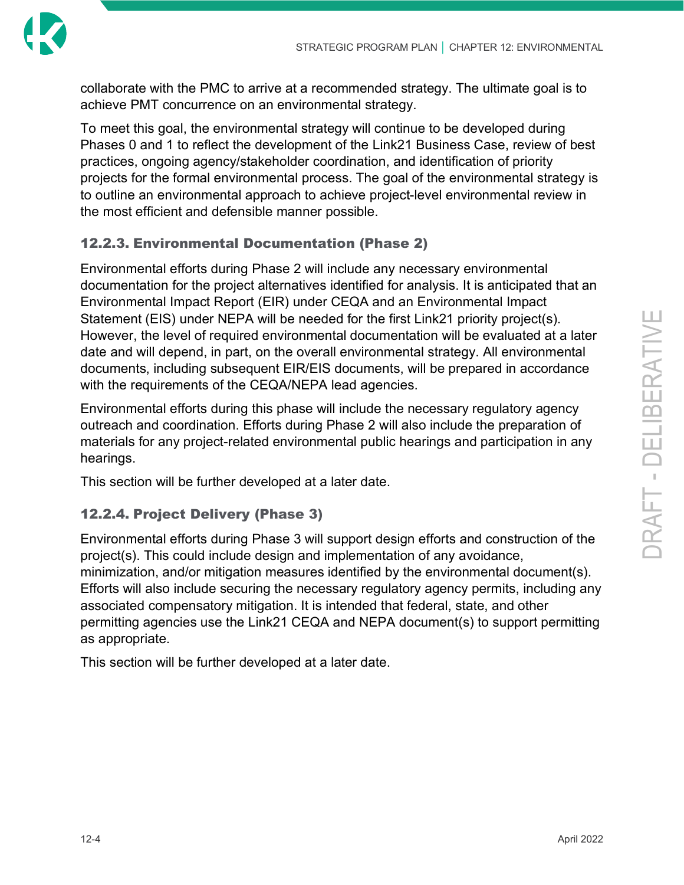collaborate with the PMC to arrive at a recommended strategy. The ultimate goal is to achieve PMT concurrence on an environmental strategy.

To meet this goal, the environmental strategy will continue to be developed during Phases 0 and 1 to reflect the development of the Link21 Business Case, review of best practices, ongoing agency/stakeholder coordination, and identification of priority projects for the formal environmental process. The goal of the environmental strategy is to outline an environmental approach to achieve project-level environmental review in the most efficient and defensible manner possible.

### 12.2.3. Environmental Documentation (Phase 2)

Environmental efforts during Phase 2 will include any necessary environmental documentation for the project alternatives identified for analysis. It is anticipated that an Environmental Impact Report (EIR) under CEQA and an Environmental Impact Statement (EIS) under NEPA will be needed for the first Link21 priority project(s). However, the level of required environmental documentation will be evaluated at a later date and will depend, in part, on the overall environmental strategy. All environmental documents, including subsequent EIR/EIS documents, will be prepared in accordance with the requirements of the CEQA/NEPA lead agencies.

Environmental efforts during this phase will include the necessary regulatory agency outreach and coordination. Efforts during Phase 2 will also include the preparation of materials for any project-related environmental public hearings and participation in any hearings.

This section will be further developed at a later date.

### 12.2.4. Project Delivery (Phase 3)

Environmental efforts during Phase 3 will support design efforts and construction of the project(s). This could include design and implementation of any avoidance, minimization, and/or mitigation measures identified by the environmental document(s). Efforts will also include securing the necessary regulatory agency permits, including any associated compensatory mitigation. It is intended that federal, state, and other permitting agencies use the Link21 CEQA and NEPA document(s) to support permitting as appropriate.

This section will be further developed at a later date.